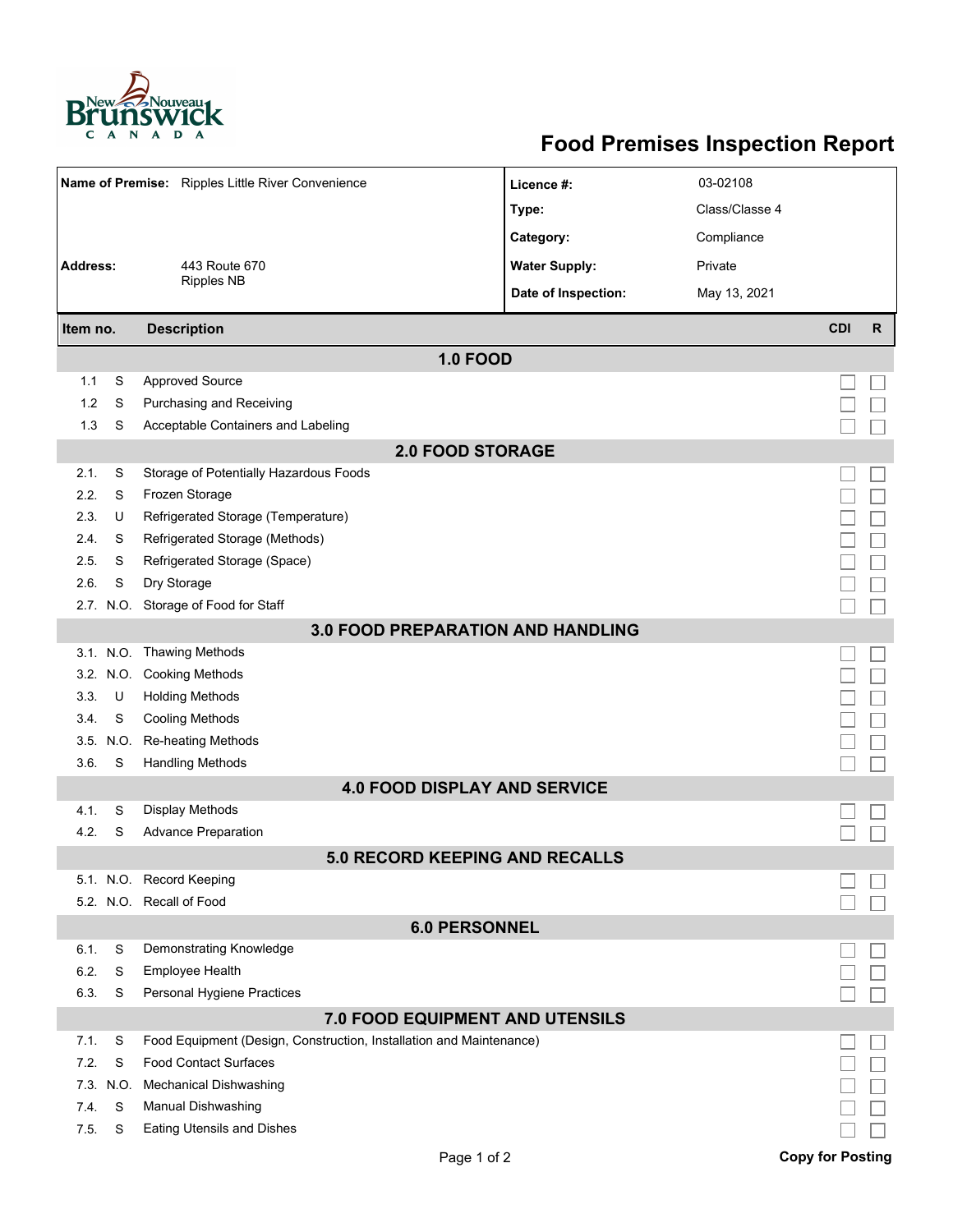# Food Premises Inspection Report

| | | | |
|---|---|---|---|
| **Name of Premise:** | Ripples Little River Convenience | **Licence #:** | 03-02108 |
| | | **Type:** | Class/Classe 4 |
| | | **Category:** | Compliance |
| **Address:** | 443 Route 670<br>Ripples NB | **Water Supply:** | Private |
| | | **Date of Inspection:** | May 13, 2021 |

| Item no. | | Description | CDI | R |
|---|---|---|---|---|
| | | **1.0 FOOD** | | |
| 1.1 | S | Approved Source | ☐ | ☐ |
| 1.2 | S | Purchasing and Receiving | ☐ | ☐ |
| 1.3 | S | Acceptable Containers and Labeling | ☐ | ☐ |
| | | **2.0 FOOD STORAGE** | | |
| 2.1. | S | Storage of Potentially Hazardous Foods | ☐ | ☐ |
| 2.2. | S | Frozen Storage | ☐ | ☐ |
| 2.3. | U | Refrigerated Storage (Temperature) | ☐ | ☐ |
| 2.4. | S | Refrigerated Storage (Methods) | ☐ | ☐ |
| 2.5. | S | Refrigerated Storage (Space) | ☐ | ☐ |
| 2.6. | S | Dry Storage | ☐ | ☐ |
| 2.7. | N.O. | Storage of Food for Staff | ☐ | ☐ |
| | | **3.0 FOOD PREPARATION AND HANDLING** | | |
| 3.1. | N.O. | Thawing Methods | ☐ | ☐ |
| 3.2. | N.O. | Cooking Methods | ☐ | ☐ |
| 3.3. | U | Holding Methods | ☐ | ☐ |
| 3.4. | S | Cooling Methods | ☐ | ☐ |
| 3.5. | N.O. | Re-heating Methods | ☐ | ☐ |
| 3.6. | S | Handling Methods | ☐ | ☐ |
| | | **4.0 FOOD DISPLAY AND SERVICE** | | |
| 4.1. | S | Display Methods | ☐ | ☐ |
| 4.2. | S | Advance Preparation | ☐ | ☐ |
| | | **5.0 RECORD KEEPING AND RECALLS** | | |
| 5.1. | N.O. | Record Keeping | ☐ | ☐ |
| 5.2. | N.O. | Recall of Food | ☐ | ☐ |
| | | **6.0 PERSONNEL** | | |
| 6.1. | S | Demonstrating Knowledge | ☐ | ☐ |
| 6.2. | S | Employee Health | ☐ | ☐ |
| 6.3. | S | Personal Hygiene Practices | ☐ | ☐ |
| | | **7.0 FOOD EQUIPMENT AND UTENSILS** | | |
| 7.1. | S | Food Equipment (Design, Construction, Installation and Maintenance) | ☐ | ☐ |
| 7.2. | S | Food Contact Surfaces | ☐ | ☐ |
| 7.3. | N.O. | Mechanical Dishwashing | ☐ | ☐ |
| 7.4. | S | Manual Dishwashing | ☐ | ☐ |
| 7.5. | S | Eating Utensils and Dishes | ☐ | ☐ |

**Copy for Posting**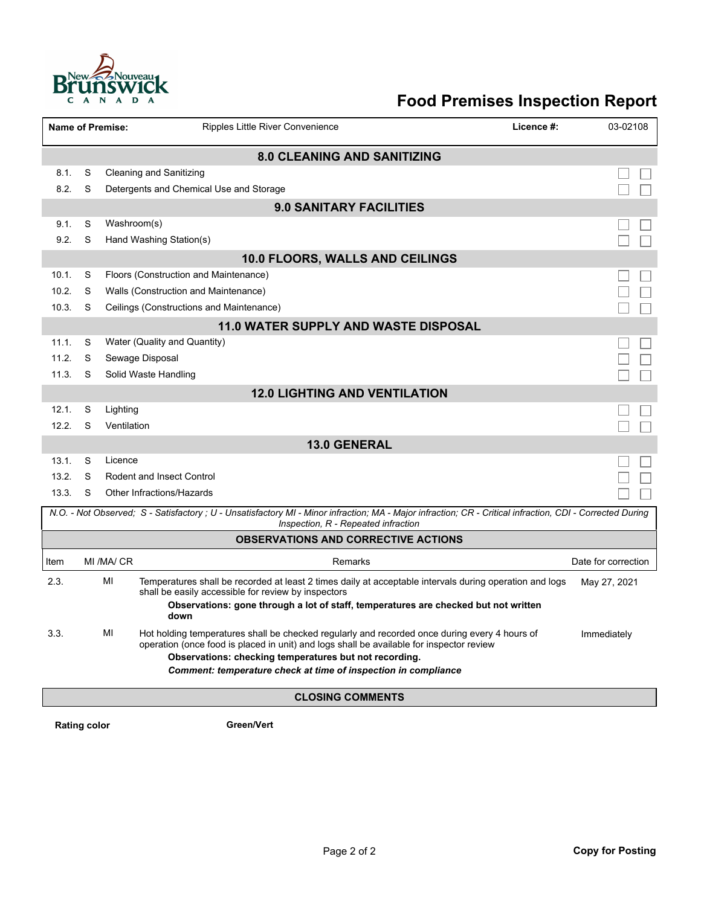# Food Premises Inspection Report

| Name of Premise: | Ripples Little River Convenience | Licence #: | 03-02108 |
|---|---|---|---|

## 8.0 CLEANING AND SANITIZING

| | | | | |
|---|---|---|---|---|
| 8.1. | S | Cleaning and Sanitizing | | |
| 8.2. | S | Detergents and Chemical Use and Storage | | |

## 9.0 SANITARY FACILITIES

| | | | | |
|---|---|---|---|---|
| 9.1. | S | Washroom(s) | | |
| 9.2. | S | Hand Washing Station(s) | | |

## 10.0 FLOORS, WALLS AND CEILINGS

| | | | | |
|---|---|---|---|---|
| 10.1. | S | Floors (Construction and Maintenance) | | |
| 10.2. | S | Walls (Construction and Maintenance) | | |
| 10.3. | S | Ceilings (Constructions and Maintenance) | | |

## 11.0 WATER SUPPLY AND WASTE DISPOSAL

| | | | | |
|---|---|---|---|---|
| 11.1. | S | Water (Quality and Quantity) | | |
| 11.2. | S | Sewage Disposal | | |
| 11.3. | S | Solid Waste Handling | | |

## 12.0 LIGHTING AND VENTILATION

| | | | | |
|---|---|---|---|---|
| 12.1. | S | Lighting | | |
| 12.2. | S | Ventilation | | |

## 13.0 GENERAL

| | | | | |
|---|---|---|---|---|
| 13.1. | S | Licence | | |
| 13.2. | S | Rodent and Insect Control | | |
| 13.3. | S | Other Infractions/Hazards | | |

*N.O. - Not Observed; S - Satisfactory ; U - Unsatisfactory MI - Minor infraction; MA - Major infraction; CR - Critical infraction, CDI - Corrected During Inspection, R - Repeated infraction*

## OBSERVATIONS AND CORRECTIVE ACTIONS

| Item | MI /MA/ CR | Remarks | Date for correction |
|---|---|---|---|
| 2.3. | MI | Temperatures shall be recorded at least 2 times daily at acceptable intervals during operation and logs shall be easily accessible for review by inspectors<br>**Observations: gone through a lot of staff, temperatures are checked but not written down** | May 27, 2021 |
| 3.3. | MI | Hot holding temperatures shall be checked regularly and recorded once during every 4 hours of operation (once food is placed in unit) and logs shall be available for inspector review<br>**Observations: checking temperatures but not recording.**<br>***Comment: temperature check at time of inspection in compliance*** | Immediately |

## CLOSING COMMENTS

**Rating color** **Green/Vert**

**Copy for Posting**